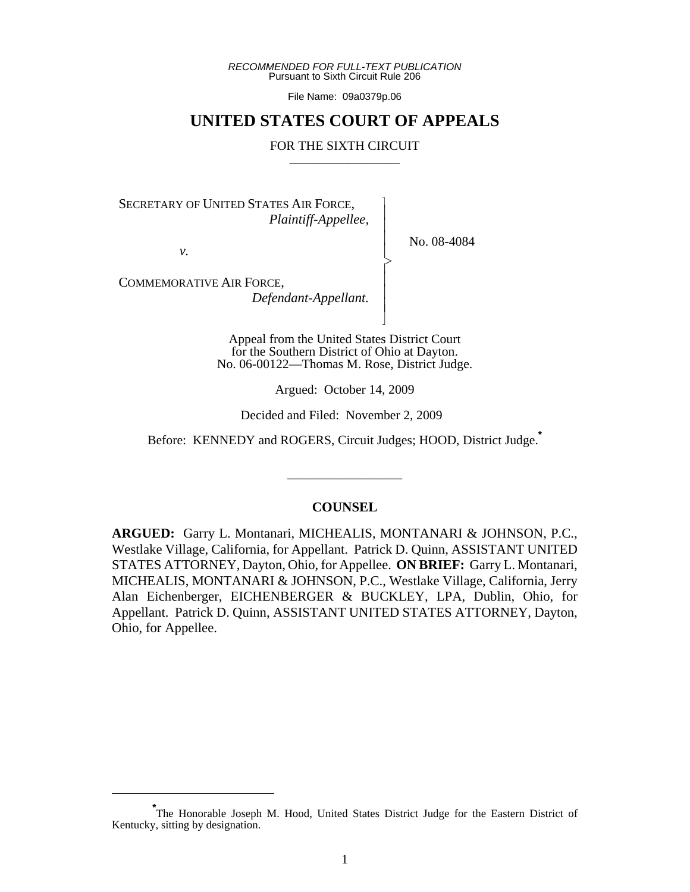*RECOMMENDED FOR FULL-TEXT PUBLICATION*
Pursuant to Sixth Circuit Rule 206

File Name: 09a0379p.06

# UNITED STATES COURT OF APPEALS

FOR THE SIXTH CIRCUIT

---

SECRETARY OF UNITED STATES AIR FORCE,
*Plaintiff-Appellee,*

*v.*

COMMEMORATIVE AIR FORCE,
*Defendant-Appellant.*

No. 08-4084

Appeal from the United States District Court
for the Southern District of Ohio at Dayton.
No. 06-00122—Thomas M. Rose, District Judge.

Argued: October 14, 2009

Decided and Filed: November 2, 2009

Before: KENNEDY and ROGERS, Circuit Judges; HOOD, District Judge.*

---

## COUNSEL

**ARGUED:** Garry L. Montanari, MICHEALIS, MONTANARI & JOHNSON, P.C., Westlake Village, California, for Appellant. Patrick D. Quinn, ASSISTANT UNITED STATES ATTORNEY, Dayton, Ohio, for Appellee. **ON BRIEF:** Garry L. Montanari, MICHEALIS, MONTANARI & JOHNSON, P.C., Westlake Village, California, Jerry Alan Eichenberger, EICHENBERGER & BUCKLEY, LPA, Dublin, Ohio, for Appellant. Patrick D. Quinn, ASSISTANT UNITED STATES ATTORNEY, Dayton, Ohio, for Appellee.

---

*The Honorable Joseph M. Hood, United States District Judge for the Eastern District of Kentucky, sitting by designation.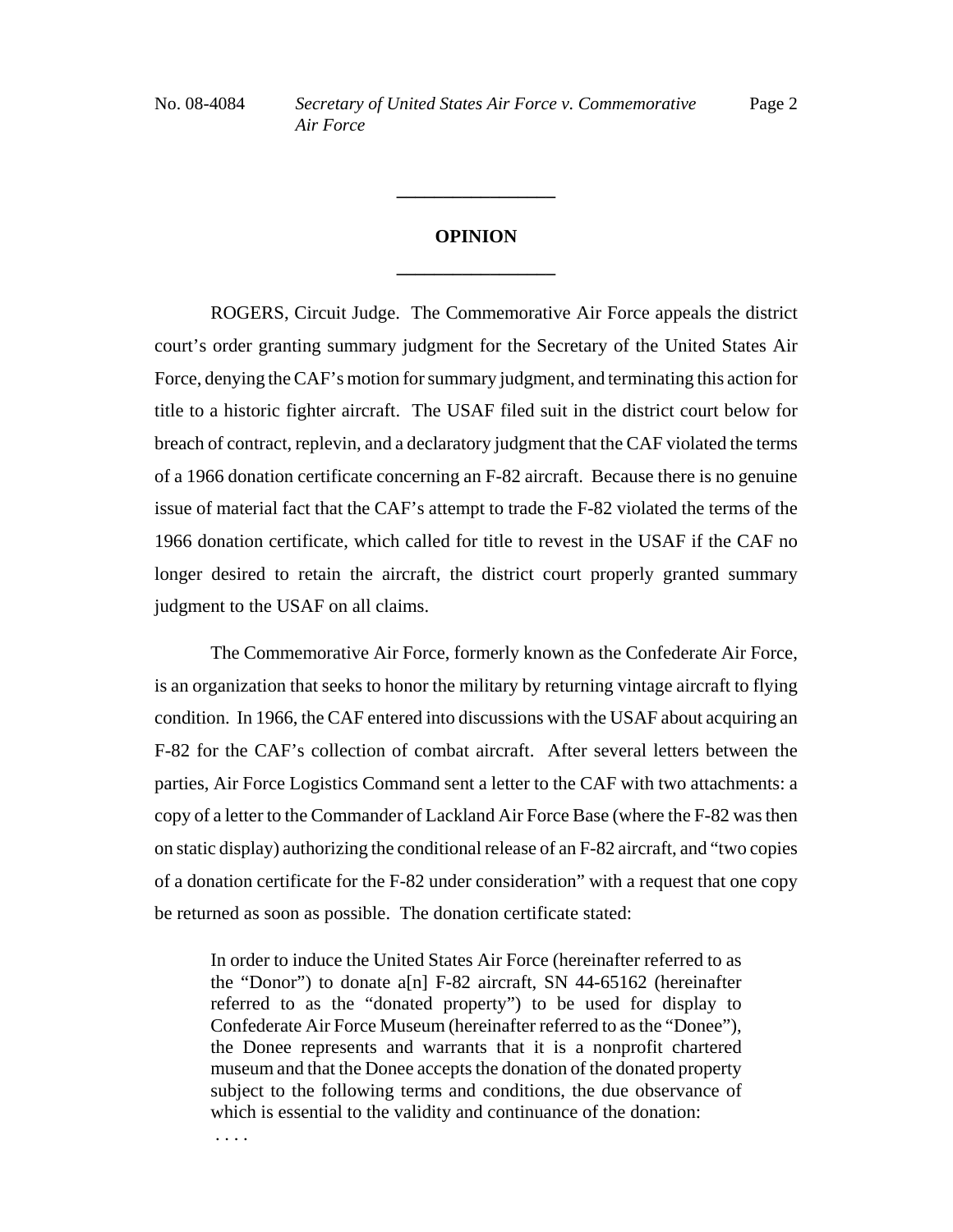## OPINION

ROGERS, Circuit Judge. The Commemorative Air Force appeals the district court's order granting summary judgment for the Secretary of the United States Air Force, denying the CAF's motion for summary judgment, and terminating this action for title to a historic fighter aircraft. The USAF filed suit in the district court below for breach of contract, replevin, and a declaratory judgment that the CAF violated the terms of a 1966 donation certificate concerning an F-82 aircraft. Because there is no genuine issue of material fact that the CAF's attempt to trade the F-82 violated the terms of the 1966 donation certificate, which called for title to revest in the USAF if the CAF no longer desired to retain the aircraft, the district court properly granted summary judgment to the USAF on all claims.

The Commemorative Air Force, formerly known as the Confederate Air Force, is an organization that seeks to honor the military by returning vintage aircraft to flying condition. In 1966, the CAF entered into discussions with the USAF about acquiring an F-82 for the CAF's collection of combat aircraft. After several letters between the parties, Air Force Logistics Command sent a letter to the CAF with two attachments: a copy of a letter to the Commander of Lackland Air Force Base (where the F-82 was then on static display) authorizing the conditional release of an F-82 aircraft, and "two copies of a donation certificate for the F-82 under consideration" with a request that one copy be returned as soon as possible. The donation certificate stated:

> In order to induce the United States Air Force (hereinafter referred to as the "Donor") to donate a[n] F-82 aircraft, SN 44-65162 (hereinafter referred to as the "donated property") to be used for display to Confederate Air Force Museum (hereinafter referred to as the "Donee"), the Donee represents and warrants that it is a nonprofit chartered museum and that the Donee accepts the donation of the donated property subject to the following terms and conditions, the due observance of which is essential to the validity and continuance of the donation:
>
> . . . .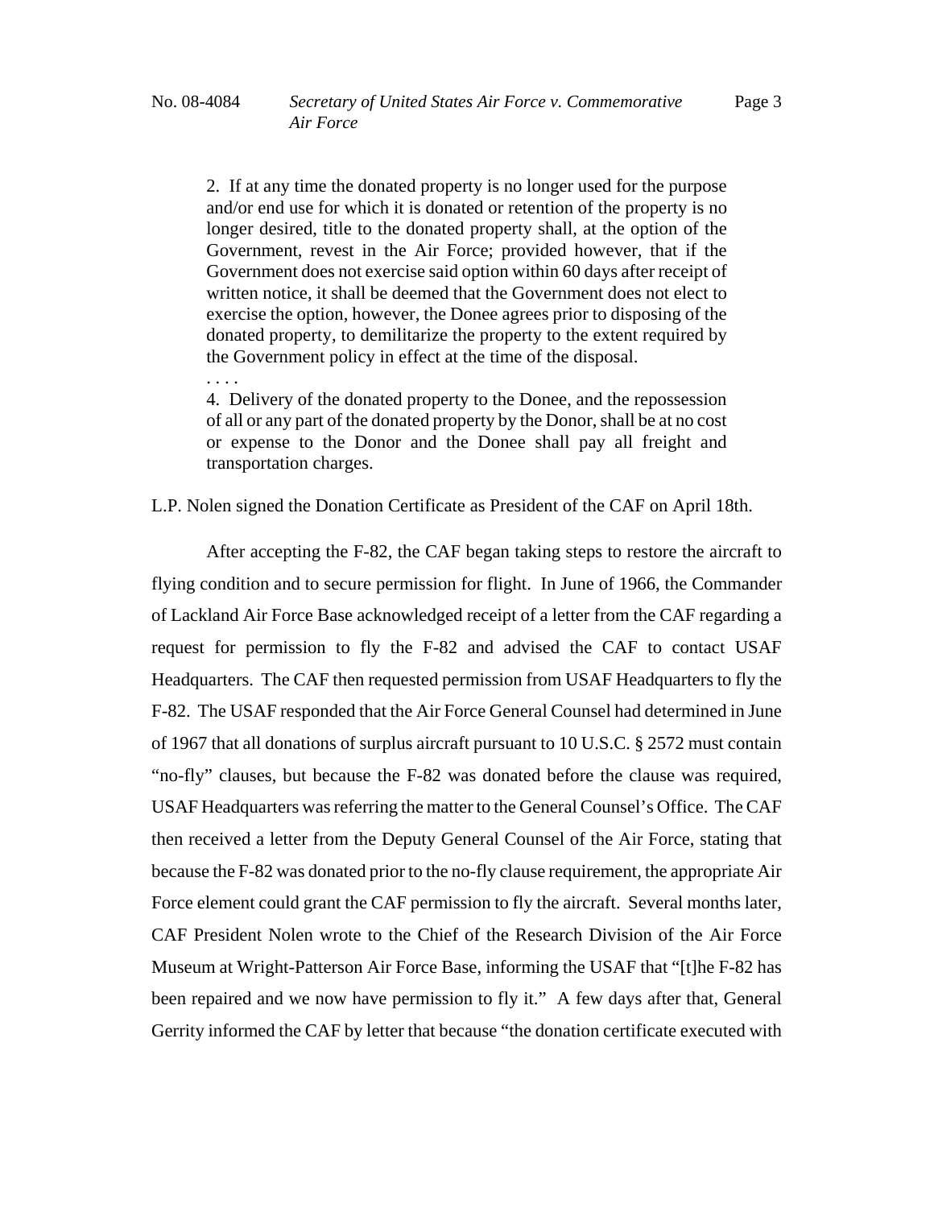> 2. If at any time the donated property is no longer used for the purpose and/or end use for which it is donated or retention of the property is no longer desired, title to the donated property shall, at the option of the Government, revest in the Air Force; provided however, that if the Government does not exercise said option within 60 days after receipt of written notice, it shall be deemed that the Government does not elect to exercise the option, however, the Donee agrees prior to disposing of the donated property, to demilitarize the property to the extent required by the Government policy in effect at the time of the disposal.
>
> . . . .
>
> 4. Delivery of the donated property to the Donee, and the repossession of all or any part of the donated property by the Donor, shall be at no cost or expense to the Donor and the Donee shall pay all freight and transportation charges.

L.P. Nolen signed the Donation Certificate as President of the CAF on April 18th.

After accepting the F-82, the CAF began taking steps to restore the aircraft to flying condition and to secure permission for flight. In June of 1966, the Commander of Lackland Air Force Base acknowledged receipt of a letter from the CAF regarding a request for permission to fly the F-82 and advised the CAF to contact USAF Headquarters. The CAF then requested permission from USAF Headquarters to fly the F-82. The USAF responded that the Air Force General Counsel had determined in June of 1967 that all donations of surplus aircraft pursuant to 10 U.S.C. § 2572 must contain "no-fly" clauses, but because the F-82 was donated before the clause was required, USAF Headquarters was referring the matter to the General Counsel's Office. The CAF then received a letter from the Deputy General Counsel of the Air Force, stating that because the F-82 was donated prior to the no-fly clause requirement, the appropriate Air Force element could grant the CAF permission to fly the aircraft. Several months later, CAF President Nolen wrote to the Chief of the Research Division of the Air Force Museum at Wright-Patterson Air Force Base, informing the USAF that "[t]he F-82 has been repaired and we now have permission to fly it." A few days after that, General Gerrity informed the CAF by letter that because "the donation certificate executed with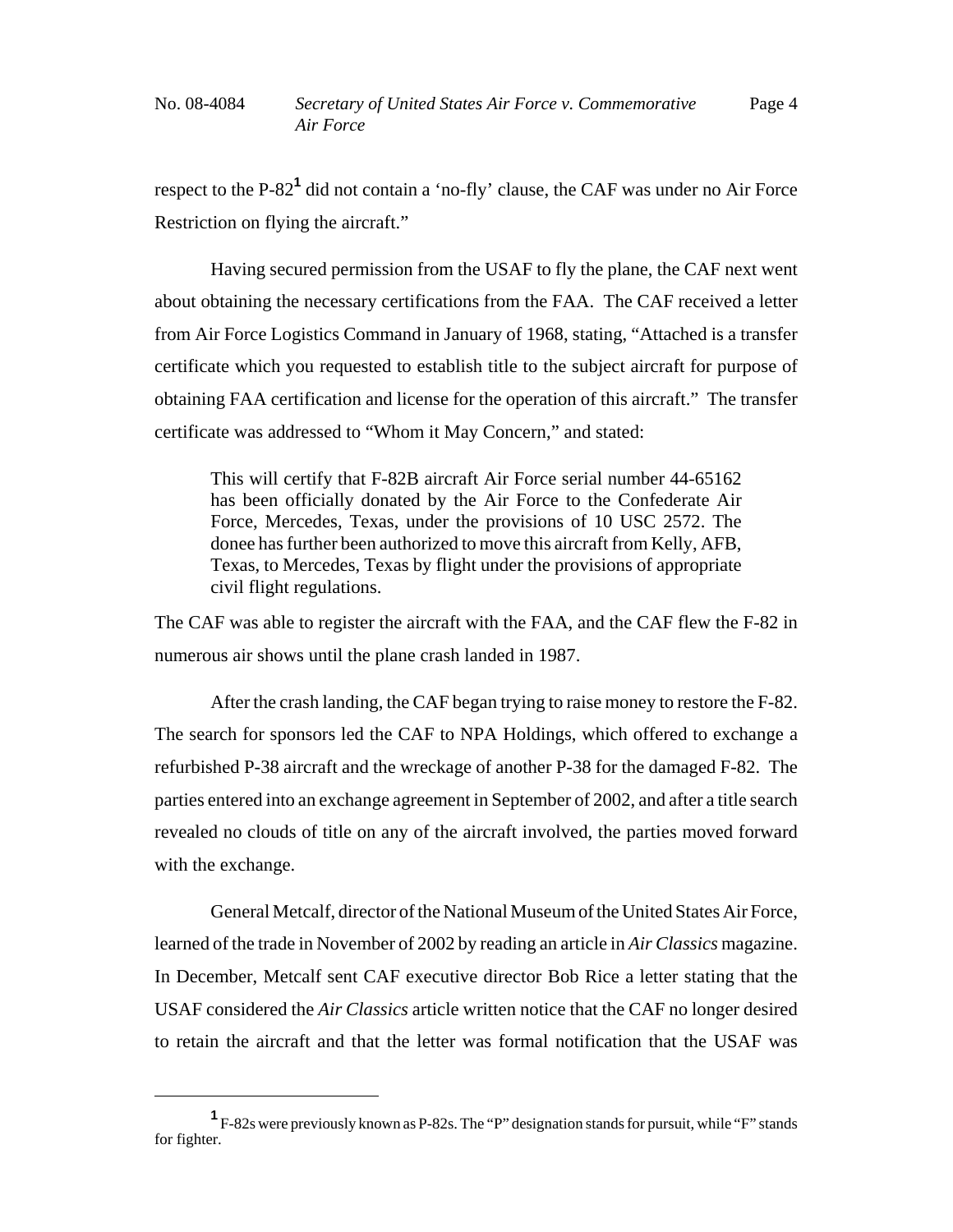respect to the P-82[1] did not contain a 'no-fly' clause, the CAF was under no Air Force Restriction on flying the aircraft."

Having secured permission from the USAF to fly the plane, the CAF next went about obtaining the necessary certifications from the FAA. The CAF received a letter from Air Force Logistics Command in January of 1968, stating, "Attached is a transfer certificate which you requested to establish title to the subject aircraft for purpose of obtaining FAA certification and license for the operation of this aircraft." The transfer certificate was addressed to "Whom it May Concern," and stated:

> This will certify that F-82B aircraft Air Force serial number 44-65162 has been officially donated by the Air Force to the Confederate Air Force, Mercedes, Texas, under the provisions of 10 USC 2572. The donee has further been authorized to move this aircraft from Kelly, AFB, Texas, to Mercedes, Texas by flight under the provisions of appropriate civil flight regulations.

The CAF was able to register the aircraft with the FAA, and the CAF flew the F-82 in numerous air shows until the plane crash landed in 1987.

After the crash landing, the CAF began trying to raise money to restore the F-82. The search for sponsors led the CAF to NPA Holdings, which offered to exchange a refurbished P-38 aircraft and the wreckage of another P-38 for the damaged F-82. The parties entered into an exchange agreement in September of 2002, and after a title search revealed no clouds of title on any of the aircraft involved, the parties moved forward with the exchange.

General Metcalf, director of the National Museum of the United States Air Force, learned of the trade in November of 2002 by reading an article in *Air Classics* magazine. In December, Metcalf sent CAF executive director Bob Rice a letter stating that the USAF considered the *Air Classics* article written notice that the CAF no longer desired to retain the aircraft and that the letter was formal notification that the USAF was

---

[1] F-82s were previously known as P-82s. The "P" designation stands for pursuit, while "F" stands for fighter.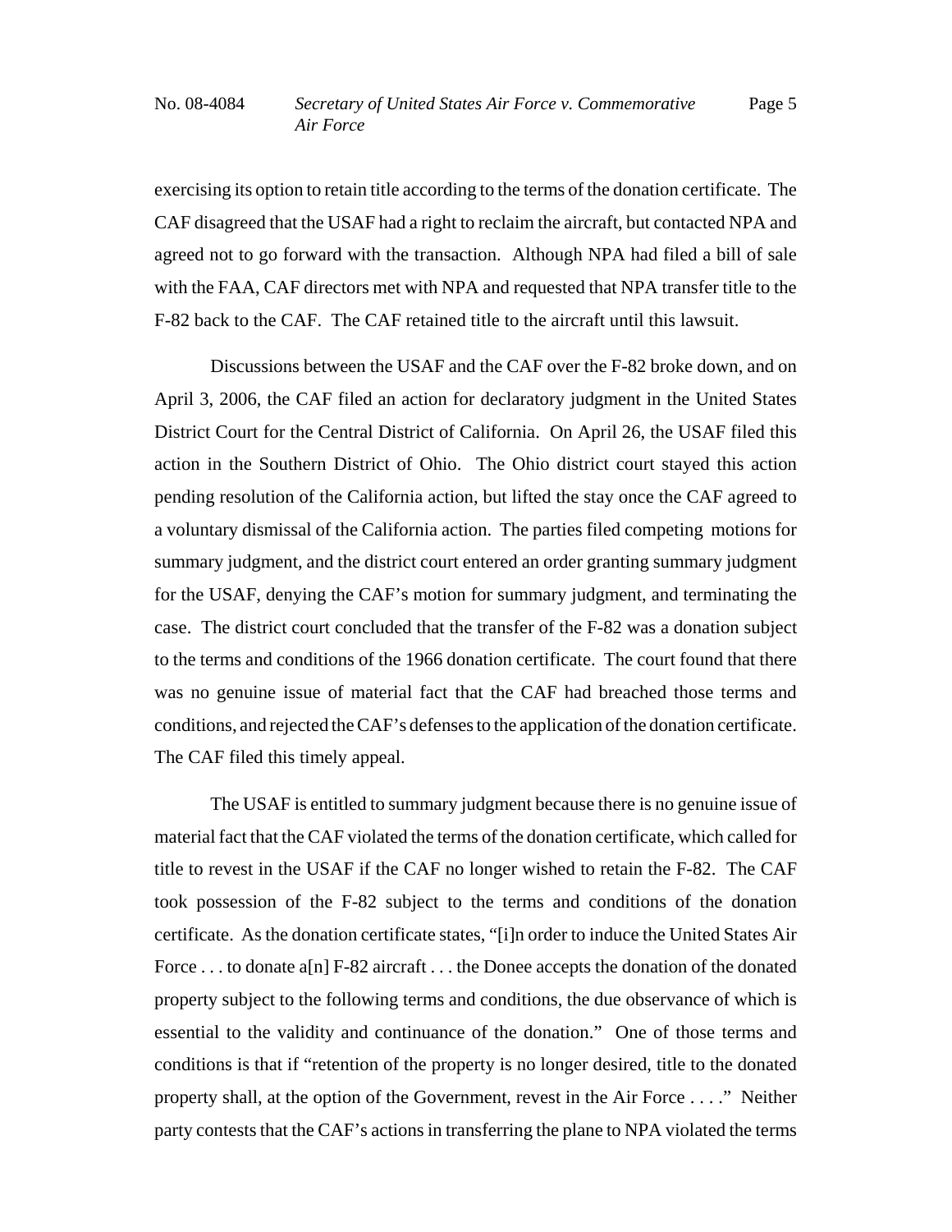exercising its option to retain title according to the terms of the donation certificate. The CAF disagreed that the USAF had a right to reclaim the aircraft, but contacted NPA and agreed not to go forward with the transaction. Although NPA had filed a bill of sale with the FAA, CAF directors met with NPA and requested that NPA transfer title to the F-82 back to the CAF. The CAF retained title to the aircraft until this lawsuit.

Discussions between the USAF and the CAF over the F-82 broke down, and on April 3, 2006, the CAF filed an action for declaratory judgment in the United States District Court for the Central District of California. On April 26, the USAF filed this action in the Southern District of Ohio. The Ohio district court stayed this action pending resolution of the California action, but lifted the stay once the CAF agreed to a voluntary dismissal of the California action. The parties filed competing motions for summary judgment, and the district court entered an order granting summary judgment for the USAF, denying the CAF's motion for summary judgment, and terminating the case. The district court concluded that the transfer of the F-82 was a donation subject to the terms and conditions of the 1966 donation certificate. The court found that there was no genuine issue of material fact that the CAF had breached those terms and conditions, and rejected the CAF's defenses to the application of the donation certificate. The CAF filed this timely appeal.

The USAF is entitled to summary judgment because there is no genuine issue of material fact that the CAF violated the terms of the donation certificate, which called for title to revest in the USAF if the CAF no longer wished to retain the F-82. The CAF took possession of the F-82 subject to the terms and conditions of the donation certificate. As the donation certificate states, "[i]n order to induce the United States Air Force . . . to donate a[n] F-82 aircraft . . . the Donee accepts the donation of the donated property subject to the following terms and conditions, the due observance of which is essential to the validity and continuance of the donation." One of those terms and conditions is that if "retention of the property is no longer desired, title to the donated property shall, at the option of the Government, revest in the Air Force . . . ." Neither party contests that the CAF's actions in transferring the plane to NPA violated the terms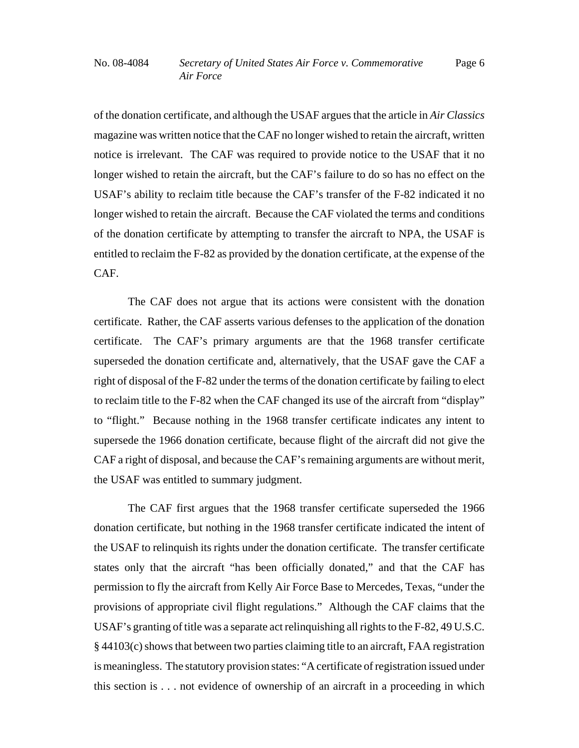of the donation certificate, and although the USAF argues that the article in *Air Classics* magazine was written notice that the CAF no longer wished to retain the aircraft, written notice is irrelevant. The CAF was required to provide notice to the USAF that it no longer wished to retain the aircraft, but the CAF's failure to do so has no effect on the USAF's ability to reclaim title because the CAF's transfer of the F-82 indicated it no longer wished to retain the aircraft. Because the CAF violated the terms and conditions of the donation certificate by attempting to transfer the aircraft to NPA, the USAF is entitled to reclaim the F-82 as provided by the donation certificate, at the expense of the CAF.

The CAF does not argue that its actions were consistent with the donation certificate. Rather, the CAF asserts various defenses to the application of the donation certificate. The CAF's primary arguments are that the 1968 transfer certificate superseded the donation certificate and, alternatively, that the USAF gave the CAF a right of disposal of the F-82 under the terms of the donation certificate by failing to elect to reclaim title to the F-82 when the CAF changed its use of the aircraft from "display" to "flight." Because nothing in the 1968 transfer certificate indicates any intent to supersede the 1966 donation certificate, because flight of the aircraft did not give the CAF a right of disposal, and because the CAF's remaining arguments are without merit, the USAF was entitled to summary judgment.

The CAF first argues that the 1968 transfer certificate superseded the 1966 donation certificate, but nothing in the 1968 transfer certificate indicated the intent of the USAF to relinquish its rights under the donation certificate. The transfer certificate states only that the aircraft "has been officially donated," and that the CAF has permission to fly the aircraft from Kelly Air Force Base to Mercedes, Texas, "under the provisions of appropriate civil flight regulations." Although the CAF claims that the USAF's granting of title was a separate act relinquishing all rights to the F-82, 49 U.S.C. § 44103(c) shows that between two parties claiming title to an aircraft, FAA registration is meaningless. The statutory provision states: "A certificate of registration issued under this section is . . . not evidence of ownership of an aircraft in a proceeding in which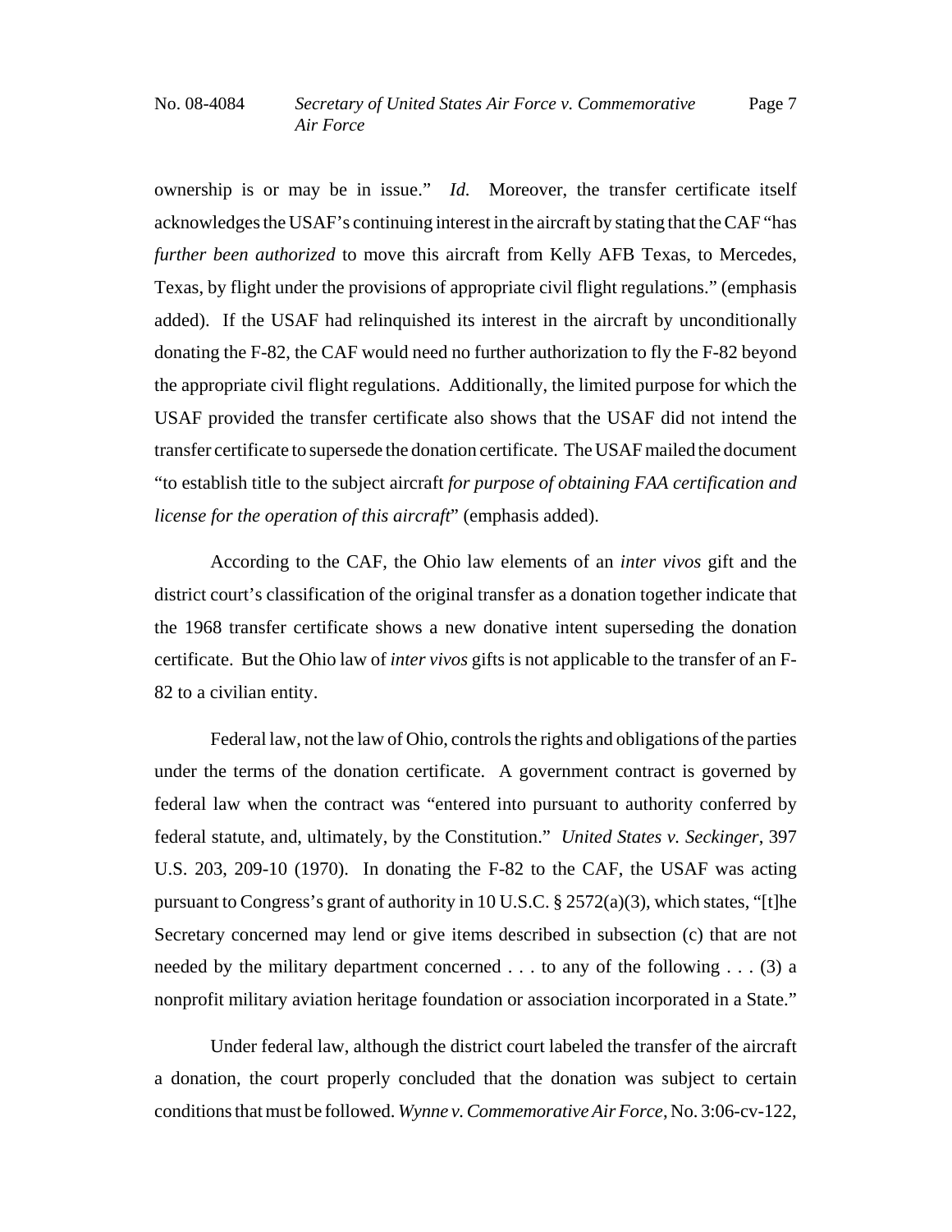ownership is or may be in issue." *Id.* Moreover, the transfer certificate itself acknowledges the USAF's continuing interest in the aircraft by stating that the CAF "has *further been authorized* to move this aircraft from Kelly AFB Texas, to Mercedes, Texas, by flight under the provisions of appropriate civil flight regulations." (emphasis added). If the USAF had relinquished its interest in the aircraft by unconditionally donating the F-82, the CAF would need no further authorization to fly the F-82 beyond the appropriate civil flight regulations. Additionally, the limited purpose for which the USAF provided the transfer certificate also shows that the USAF did not intend the transfer certificate to supersede the donation certificate. The USAF mailed the document "to establish title to the subject aircraft *for purpose of obtaining FAA certification and license for the operation of this aircraft*" (emphasis added).

According to the CAF, the Ohio law elements of an *inter vivos* gift and the district court's classification of the original transfer as a donation together indicate that the 1968 transfer certificate shows a new donative intent superseding the donation certificate. But the Ohio law of *inter vivos* gifts is not applicable to the transfer of an F-82 to a civilian entity.

Federal law, not the law of Ohio, controls the rights and obligations of the parties under the terms of the donation certificate. A government contract is governed by federal law when the contract was "entered into pursuant to authority conferred by federal statute, and, ultimately, by the Constitution." *United States v. Seckinger*, 397 U.S. 203, 209-10 (1970). In donating the F-82 to the CAF, the USAF was acting pursuant to Congress's grant of authority in 10 U.S.C. § 2572(a)(3), which states, "[t]he Secretary concerned may lend or give items described in subsection (c) that are not needed by the military department concerned . . . to any of the following . . . (3) a nonprofit military aviation heritage foundation or association incorporated in a State."

Under federal law, although the district court labeled the transfer of the aircraft a donation, the court properly concluded that the donation was subject to certain conditions that must be followed. *Wynne v. Commemorative Air Force*, No. 3:06-cv-122,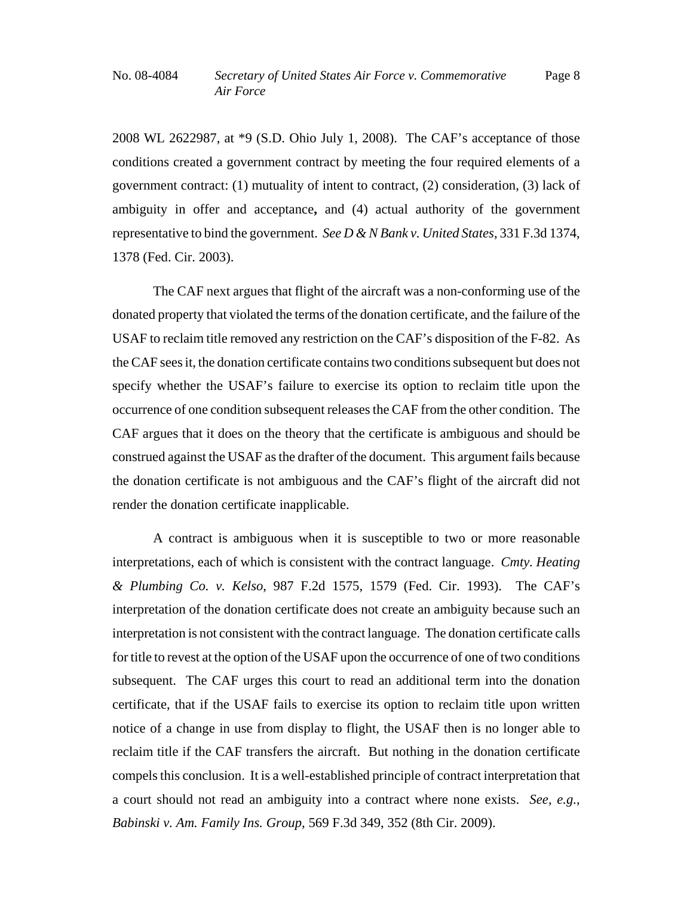2008 WL 2622987, at *9 (S.D. Ohio July 1, 2008). The CAF's acceptance of those conditions created a government contract by meeting the four required elements of a government contract: (1) mutuality of intent to contract, (2) consideration, (3) lack of ambiguity in offer and acceptance**,** and (4) actual authority of the government representative to bind the government. *See D & N Bank v. United States*, 331 F.3d 1374, 1378 (Fed. Cir. 2003).

The CAF next argues that flight of the aircraft was a non-conforming use of the donated property that violated the terms of the donation certificate, and the failure of the USAF to reclaim title removed any restriction on the CAF's disposition of the F-82. As the CAF sees it, the donation certificate contains two conditions subsequent but does not specify whether the USAF's failure to exercise its option to reclaim title upon the occurrence of one condition subsequent releases the CAF from the other condition. The CAF argues that it does on the theory that the certificate is ambiguous and should be construed against the USAF as the drafter of the document. This argument fails because the donation certificate is not ambiguous and the CAF's flight of the aircraft did not render the donation certificate inapplicable.

A contract is ambiguous when it is susceptible to two or more reasonable interpretations, each of which is consistent with the contract language. *Cmty. Heating & Plumbing Co. v. Kelso*, 987 F.2d 1575, 1579 (Fed. Cir. 1993). The CAF's interpretation of the donation certificate does not create an ambiguity because such an interpretation is not consistent with the contract language. The donation certificate calls for title to revest at the option of the USAF upon the occurrence of one of two conditions subsequent. The CAF urges this court to read an additional term into the donation certificate, that if the USAF fails to exercise its option to reclaim title upon written notice of a change in use from display to flight, the USAF then is no longer able to reclaim title if the CAF transfers the aircraft. But nothing in the donation certificate compels this conclusion. It is a well-established principle of contract interpretation that a court should not read an ambiguity into a contract where none exists. *See, e.g.*, *Babinski v. Am. Family Ins. Group*, 569 F.3d 349, 352 (8th Cir. 2009).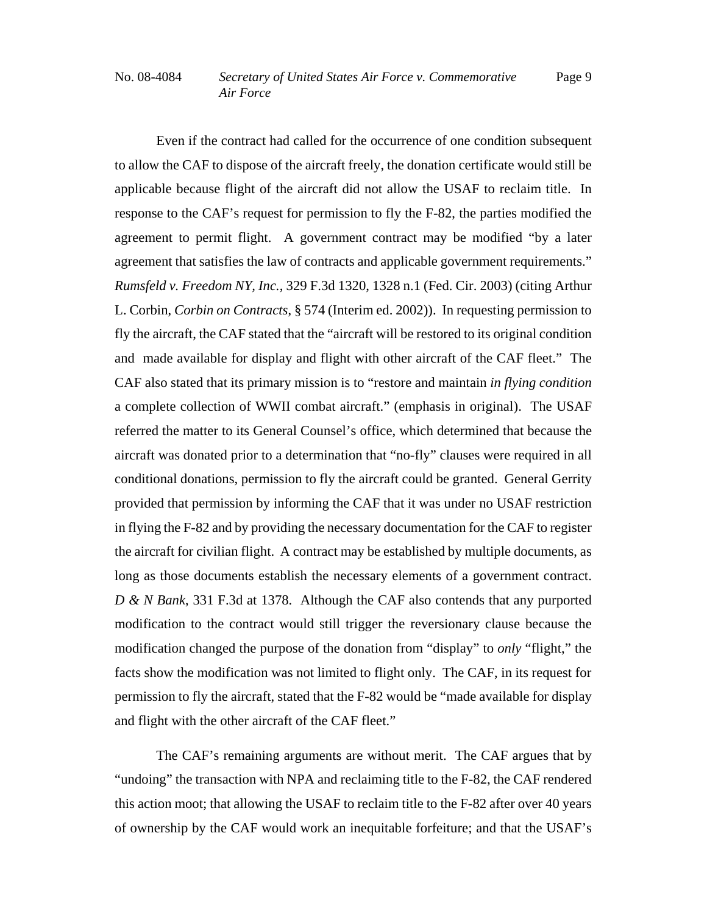Even if the contract had called for the occurrence of one condition subsequent to allow the CAF to dispose of the aircraft freely, the donation certificate would still be applicable because flight of the aircraft did not allow the USAF to reclaim title. In response to the CAF's request for permission to fly the F-82, the parties modified the agreement to permit flight. A government contract may be modified "by a later agreement that satisfies the law of contracts and applicable government requirements." *Rumsfeld v. Freedom NY, Inc.*, 329 F.3d 1320, 1328 n.1 (Fed. Cir. 2003) (citing Arthur L. Corbin, *Corbin on Contracts*, § 574 (Interim ed. 2002)). In requesting permission to fly the aircraft, the CAF stated that the "aircraft will be restored to its original condition and made available for display and flight with other aircraft of the CAF fleet." The CAF also stated that its primary mission is to "restore and maintain *in flying condition* a complete collection of WWII combat aircraft." (emphasis in original). The USAF referred the matter to its General Counsel's office, which determined that because the aircraft was donated prior to a determination that "no-fly" clauses were required in all conditional donations, permission to fly the aircraft could be granted. General Gerrity provided that permission by informing the CAF that it was under no USAF restriction in flying the F-82 and by providing the necessary documentation for the CAF to register the aircraft for civilian flight. A contract may be established by multiple documents, as long as those documents establish the necessary elements of a government contract. *D & N Bank*, 331 F.3d at 1378. Although the CAF also contends that any purported modification to the contract would still trigger the reversionary clause because the modification changed the purpose of the donation from "display" to *only* "flight," the facts show the modification was not limited to flight only. The CAF, in its request for permission to fly the aircraft, stated that the F-82 would be "made available for display and flight with the other aircraft of the CAF fleet."

The CAF's remaining arguments are without merit. The CAF argues that by "undoing" the transaction with NPA and reclaiming title to the F-82, the CAF rendered this action moot; that allowing the USAF to reclaim title to the F-82 after over 40 years of ownership by the CAF would work an inequitable forfeiture; and that the USAF's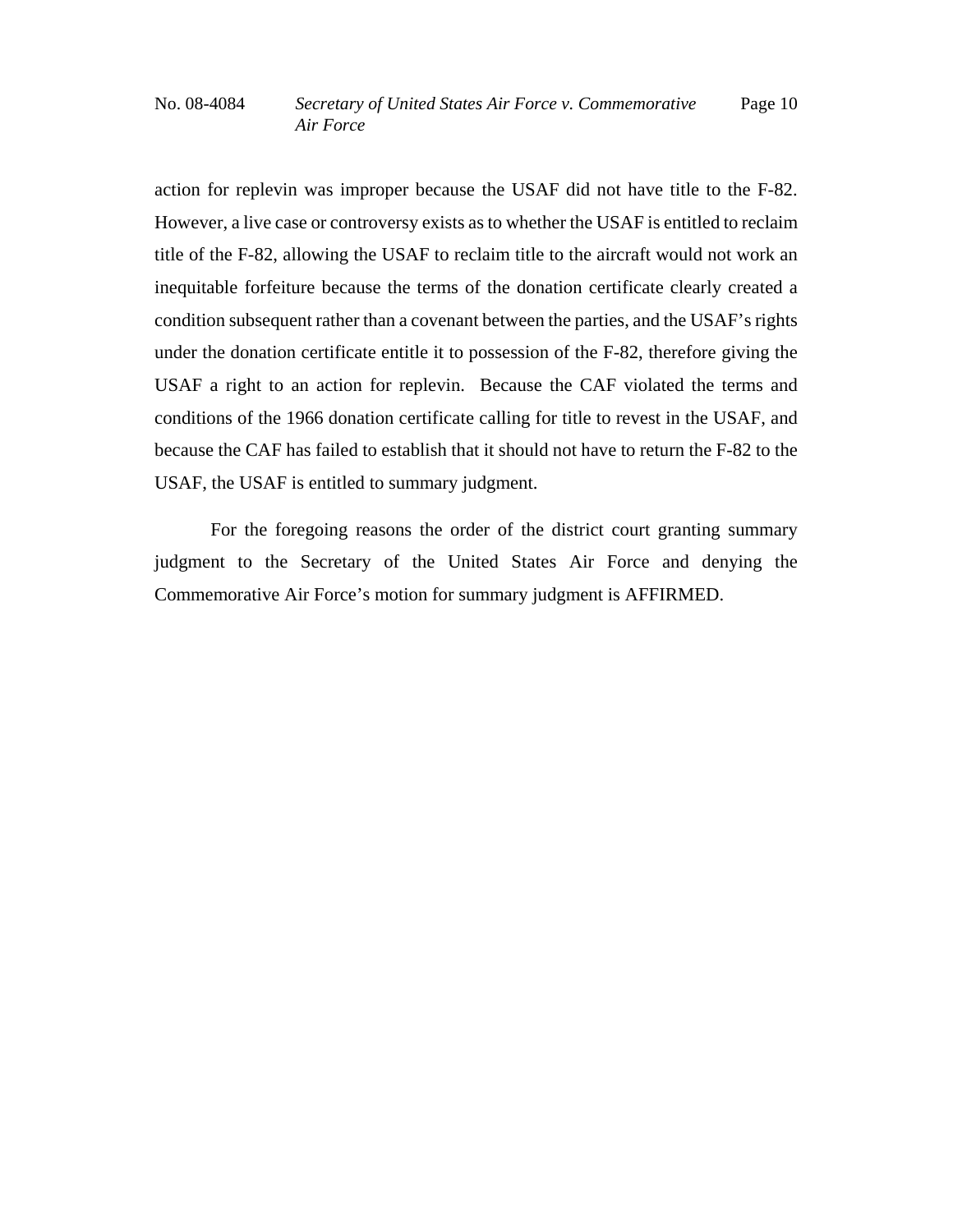action for replevin was improper because the USAF did not have title to the F-82. However, a live case or controversy exists as to whether the USAF is entitled to reclaim title of the F-82, allowing the USAF to reclaim title to the aircraft would not work an inequitable forfeiture because the terms of the donation certificate clearly created a condition subsequent rather than a covenant between the parties, and the USAF's rights under the donation certificate entitle it to possession of the F-82, therefore giving the USAF a right to an action for replevin. Because the CAF violated the terms and conditions of the 1966 donation certificate calling for title to revest in the USAF, and because the CAF has failed to establish that it should not have to return the F-82 to the USAF, the USAF is entitled to summary judgment.

For the foregoing reasons the order of the district court granting summary judgment to the Secretary of the United States Air Force and denying the Commemorative Air Force's motion for summary judgment is AFFIRMED.